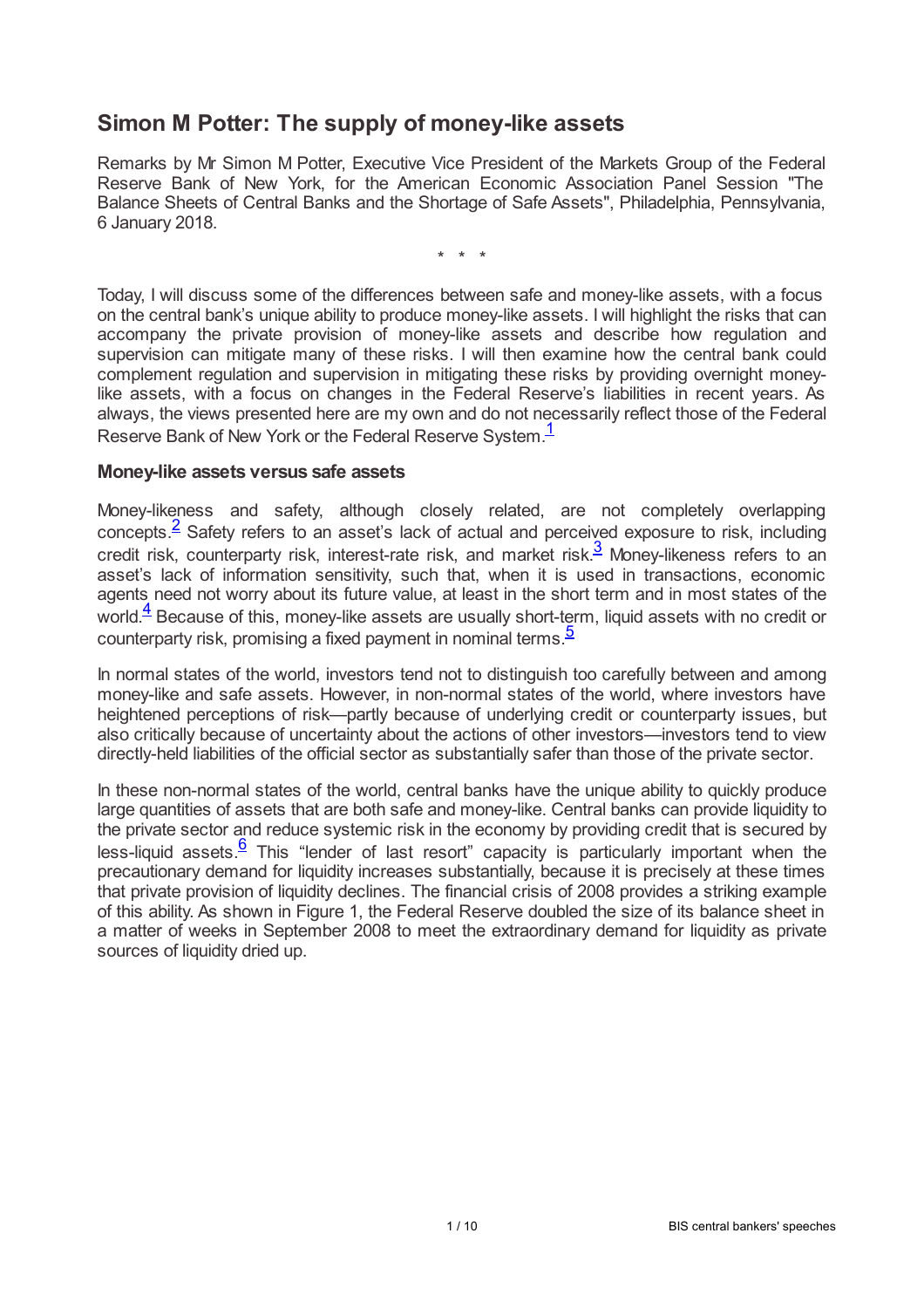# Simon M Potter: The supply of money-like assets

Remarks by Mr Simon M Potter, Executive Vice President of the Markets Group of the Federal Reserve Bank of New York, for the American Economic Association Panel Session "The Balance Sheets of Central Banks and the Shortage of Safe Assets", Philadelphia, Pennsylvania, 6 January 2018.

\* \* \*

Today, I will discuss some of the differences between safe and money-like assets, with a focus on the central bank's unique ability to produce money-like assets. I will highlight the risks that can accompany the private provision of money-like assets and describe how regulation and supervision can mitigate many of these risks. I will then examine how the central bank could complement regulation and supervision in mitigating these risks by providing overnight money-like assets, with a focus on changes in the Federal Reserve's liabilities in recent years. As always, the views presented here are my own and do not necessarily reflect those of the Federal Reserve Bank of New York or the Federal Reserve System.[1]

### Money-like assets versus safe assets

Money-likeness and safety, although closely related, are not completely overlapping concepts.[2] Safety refers to an asset's lack of actual and perceived exposure to risk, including credit risk, counterparty risk, interest-rate risk, and market risk.[3] Money-likeness refers to an asset's lack of information sensitivity, such that, when it is used in transactions, economic agents need not worry about its future value, at least in the short term and in most states of the world.[4] Because of this, money-like assets are usually short-term, liquid assets with no credit or counterparty risk, promising a fixed payment in nominal terms.[5]

In normal states of the world, investors tend not to distinguish too carefully between and among money-like and safe assets. However, in non-normal states of the world, where investors have heightened perceptions of risk—partly because of underlying credit or counterparty issues, but also critically because of uncertainty about the actions of other investors—investors tend to view directly-held liabilities of the official sector as substantially safer than those of the private sector.

In these non-normal states of the world, central banks have the unique ability to quickly produce large quantities of assets that are both safe and money-like. Central banks can provide liquidity to the private sector and reduce systemic risk in the economy by providing credit that is secured by less-liquid assets.[6] This "lender of last resort" capacity is particularly important when the precautionary demand for liquidity increases substantially, because it is precisely at these times that private provision of liquidity declines. The financial crisis of 2008 provides a striking example of this ability. As shown in Figure 1, the Federal Reserve doubled the size of its balance sheet in a matter of weeks in September 2008 to meet the extraordinary demand for liquidity as private sources of liquidity dried up.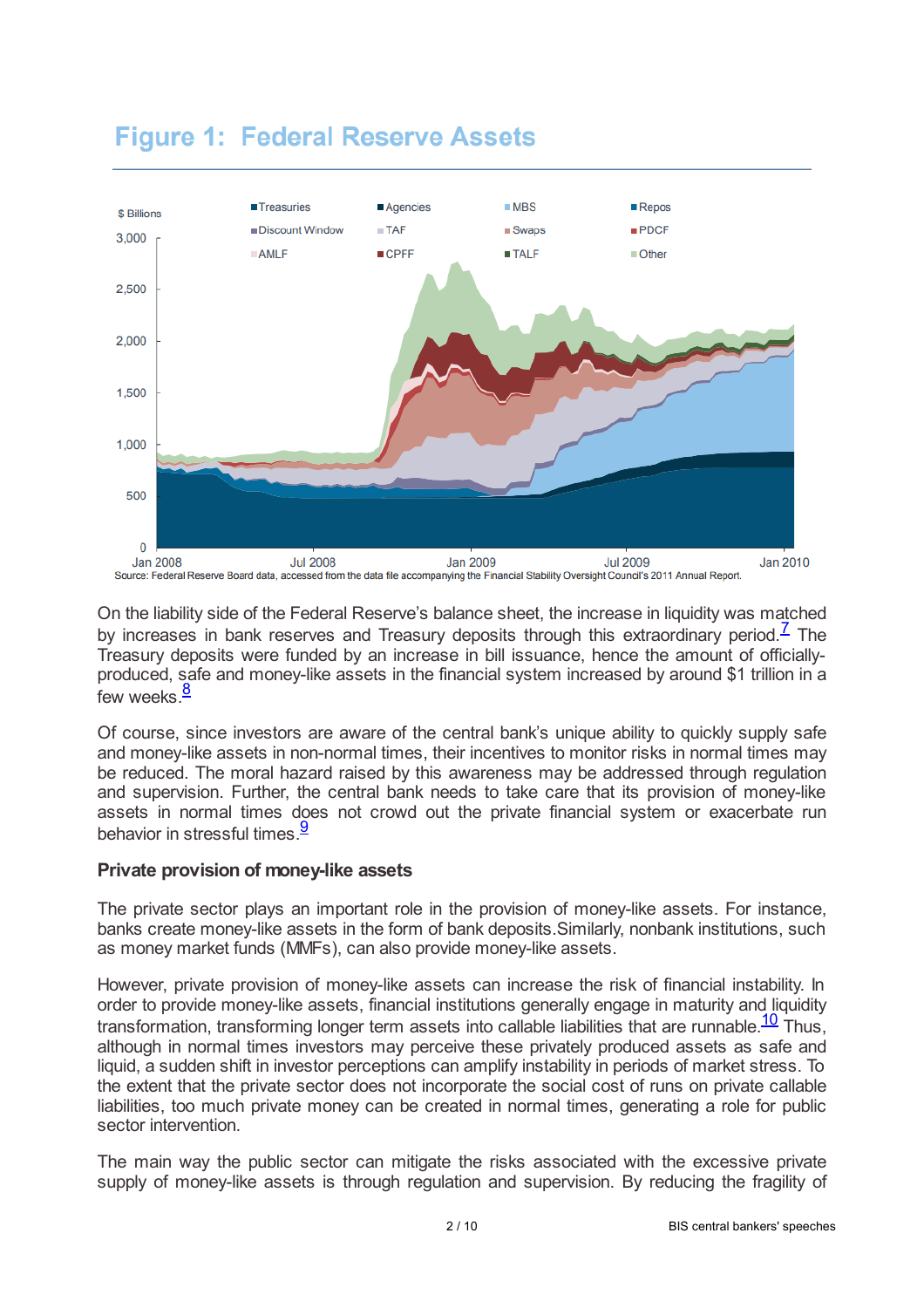## Figure 1: Federal Reserve Assets

Source: Federal Reserve Board data, accessed from the data file accompanying the Financial Stability Oversight Council's 2011 Annual Report.

On the liability side of the Federal Reserve's balance sheet, the increase in liquidity was matched by increases in bank reserves and Treasury deposits through this extraordinary period.[7] The Treasury deposits were funded by an increase in bill issuance, hence the amount of officially-produced, safe and money-like assets in the financial system increased by around $1 trillion in a few weeks.[8]

Of course, since investors are aware of the central bank's unique ability to quickly supply safe and money-like assets in non-normal times, their incentives to monitor risks in normal times may be reduced. The moral hazard raised by this awareness may be addressed through regulation and supervision. Further, the central bank needs to take care that its provision of money-like assets in normal times does not crowd out the private financial system or exacerbate run behavior in stressful times.[9]

**Private provision of money-like assets**

The private sector plays an important role in the provision of money-like assets. For instance, banks create money-like assets in the form of bank deposits.Similarly, nonbank institutions, such as money market funds (MMFs), can also provide money-like assets.

However, private provision of money-like assets can increase the risk of financial instability. In order to provide money-like assets, financial institutions generally engage in maturity and liquidity transformation, transforming longer term assets into callable liabilities that are runnable.[10] Thus, although in normal times investors may perceive these privately produced assets as safe and liquid, a sudden shift in investor perceptions can amplify instability in periods of market stress. To the extent that the private sector does not incorporate the social cost of runs on private callable liabilities, too much private money can be created in normal times, generating a role for public sector intervention.

The main way the public sector can mitigate the risks associated with the excessive private supply of money-like assets is through regulation and supervision. By reducing the fragility of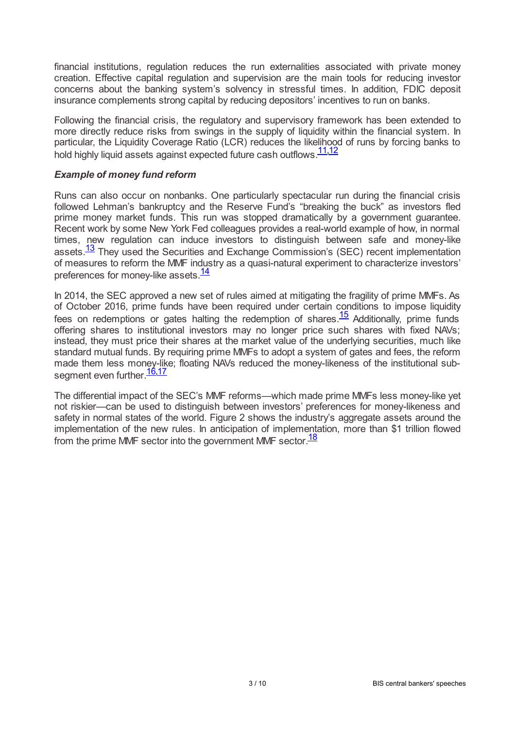financial institutions, regulation reduces the run externalities associated with private money creation. Effective capital regulation and supervision are the main tools for reducing investor concerns about the banking system's solvency in stressful times. In addition, FDIC deposit insurance complements strong capital by reducing depositors' incentives to run on banks.

Following the financial crisis, the regulatory and supervisory framework has been extended to more directly reduce risks from swings in the supply of liquidity within the financial system. In particular, the Liquidity Coverage Ratio (LCR) reduces the likelihood of runs by forcing banks to hold highly liquid assets against expected future cash outflows.[11,12]

### *Example of money fund reform*

Runs can also occur on nonbanks. One particularly spectacular run during the financial crisis followed Lehman's bankruptcy and the Reserve Fund's "breaking the buck" as investors fled prime money market funds. This run was stopped dramatically by a government guarantee. Recent work by some New York Fed colleagues provides a real-world example of how, in normal times, new regulation can induce investors to distinguish between safe and money-like assets.[13] They used the Securities and Exchange Commission's (SEC) recent implementation of measures to reform the MMF industry as a quasi-natural experiment to characterize investors' preferences for money-like assets.[14]

In 2014, the SEC approved a new set of rules aimed at mitigating the fragility of prime MMFs. As of October 2016, prime funds have been required under certain conditions to impose liquidity fees on redemptions or gates halting the redemption of shares.[15] Additionally, prime funds offering shares to institutional investors may no longer price such shares with fixed NAVs; instead, they must price their shares at the market value of the underlying securities, much like standard mutual funds. By requiring prime MMFs to adopt a system of gates and fees, the reform made them less money-like; floating NAVs reduced the money-likeness of the institutional sub-segment even further.[16,17]

The differential impact of the SEC's MMF reforms—which made prime MMFs less money-like yet not riskier—can be used to distinguish between investors' preferences for money-likeness and safety in normal states of the world. Figure 2 shows the industry's aggregate assets around the implementation of the new rules. In anticipation of implementation, more than $1 trillion flowed from the prime MMF sector into the government MMF sector.[18]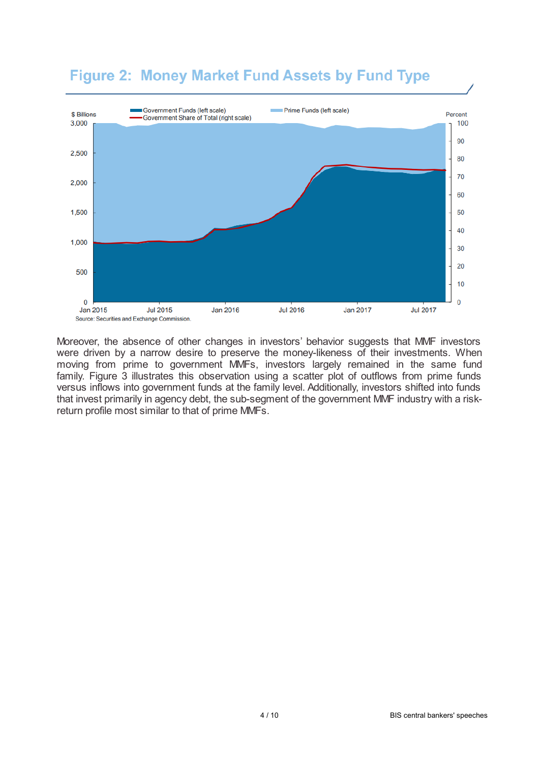## Figure 2: Money Market Fund Assets by Fund Type

Source: Securities and Exchange Commission.

Moreover, the absence of other changes in investors' behavior suggests that MMF investors were driven by a narrow desire to preserve the money-likeness of their investments. When moving from prime to government MMFs, investors largely remained in the same fund family. Figure 3 illustrates this observation using a scatter plot of outflows from prime funds versus inflows into government funds at the family level. Additionally, investors shifted into funds that invest primarily in agency debt, the sub-segment of the government MMF industry with a risk-return profile most similar to that of prime MMFs.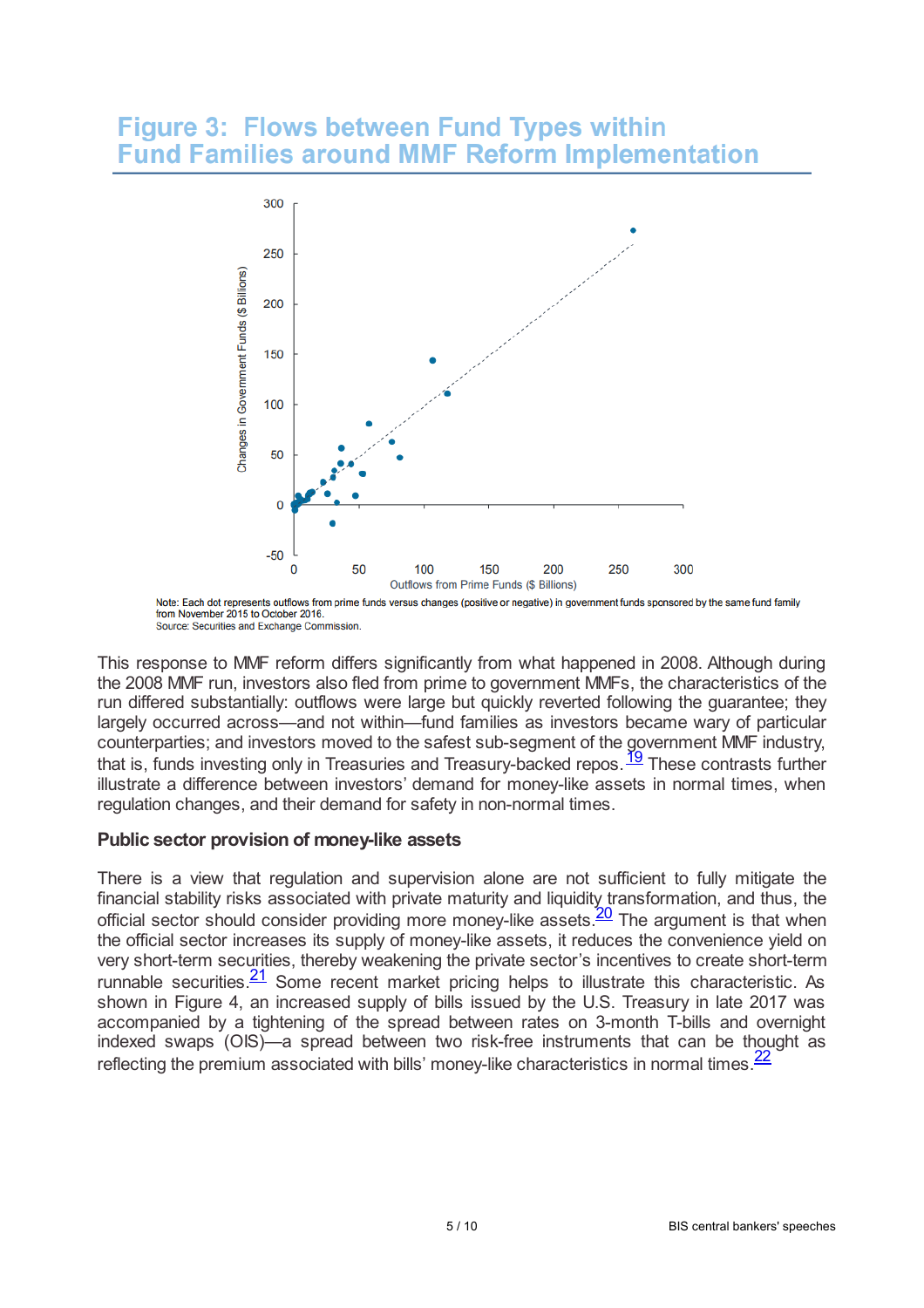## Figure 3: Flows between Fund Types within Fund Families around MMF Reform Implementation

Note: Each dot represents outflows from prime funds versus changes (positive or negative) in government funds sponsored by the same fund family from November 2015 to October 2016.
Source: Securities and Exchange Commission.

This response to MMF reform differs significantly from what happened in 2008. Although during the 2008 MMF run, investors also fled from prime to government MMFs, the characteristics of the run differed substantially: outflows were large but quickly reverted following the guarantee; they largely occurred across—and not within—fund families as investors became wary of particular counterparties; and investors moved to the safest sub-segment of the government MMF industry, that is, funds investing only in Treasuries and Treasury-backed repos.[19] These contrasts further illustrate a difference between investors' demand for money-like assets in normal times, when regulation changes, and their demand for safety in non-normal times.

**Public sector provision of money-like assets**

There is a view that regulation and supervision alone are not sufficient to fully mitigate the financial stability risks associated with private maturity and liquidity transformation, and thus, the official sector should consider providing more money-like assets.[20] The argument is that when the official sector increases its supply of money-like assets, it reduces the convenience yield on very short-term securities, thereby weakening the private sector's incentives to create short-term runnable securities.[21] Some recent market pricing helps to illustrate this characteristic. As shown in Figure 4, an increased supply of bills issued by the U.S. Treasury in late 2017 was accompanied by a tightening of the spread between rates on 3-month T-bills and overnight indexed swaps (OIS)—a spread between two risk-free instruments that can be thought as reflecting the premium associated with bills' money-like characteristics in normal times.[22]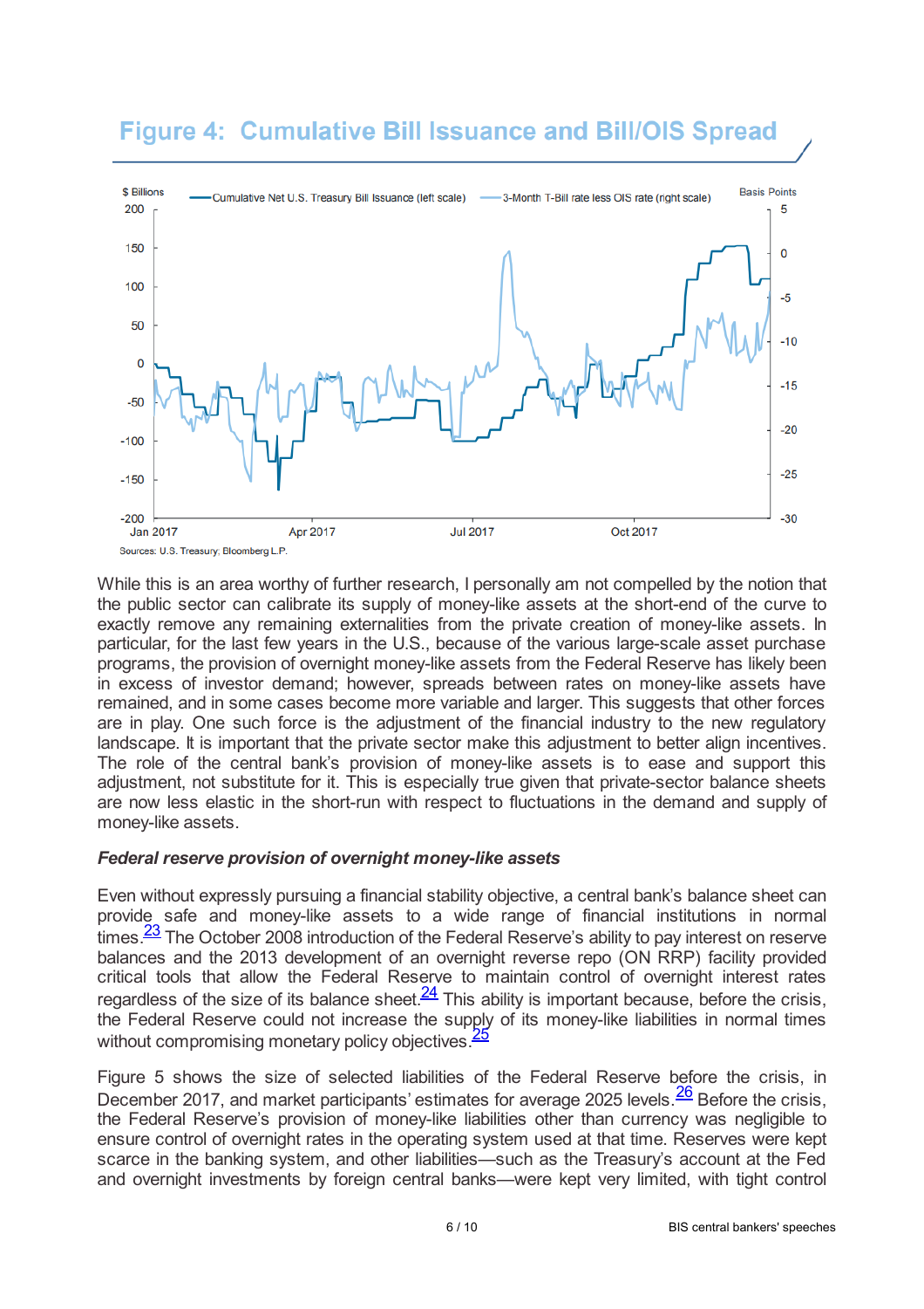## Figure 4: Cumulative Bill Issuance and Bill/OIS Spread

Sources: U.S. Treasury; Bloomberg L.P.

While this is an area worthy of further research, I personally am not compelled by the notion that the public sector can calibrate its supply of money-like assets at the short-end of the curve to exactly remove any remaining externalities from the private creation of money-like assets. In particular, for the last few years in the U.S., because of the various large-scale asset purchase programs, the provision of overnight money-like assets from the Federal Reserve has likely been in excess of investor demand; however, spreads between rates on money-like assets have remained, and in some cases become more variable and larger. This suggests that other forces are in play. One such force is the adjustment of the financial industry to the new regulatory landscape. It is important that the private sector make this adjustment to better align incentives. The role of the central bank's provision of money-like assets is to ease and support this adjustment, not substitute for it. This is especially true given that private-sector balance sheets are now less elastic in the short-run with respect to fluctuations in the demand and supply of money-like assets.

***Federal reserve provision of overnight money-like assets***

Even without expressly pursuing a financial stability objective, a central bank's balance sheet can provide safe and money-like assets to a wide range of financial institutions in normal times.[23] The October 2008 introduction of the Federal Reserve's ability to pay interest on reserve balances and the 2013 development of an overnight reverse repo (ON RRP) facility provided critical tools that allow the Federal Reserve to maintain control of overnight interest rates regardless of the size of its balance sheet.[24] This ability is important because, before the crisis, the Federal Reserve could not increase the supply of its money-like liabilities in normal times without compromising monetary policy objectives.[25]

Figure 5 shows the size of selected liabilities of the Federal Reserve before the crisis, in December 2017, and market participants' estimates for average 2025 levels.[26] Before the crisis, the Federal Reserve's provision of money-like liabilities other than currency was negligible to ensure control of overnight rates in the operating system used at that time. Reserves were kept scarce in the banking system, and other liabilities—such as the Treasury's account at the Fed and overnight investments by foreign central banks—were kept very limited, with tight control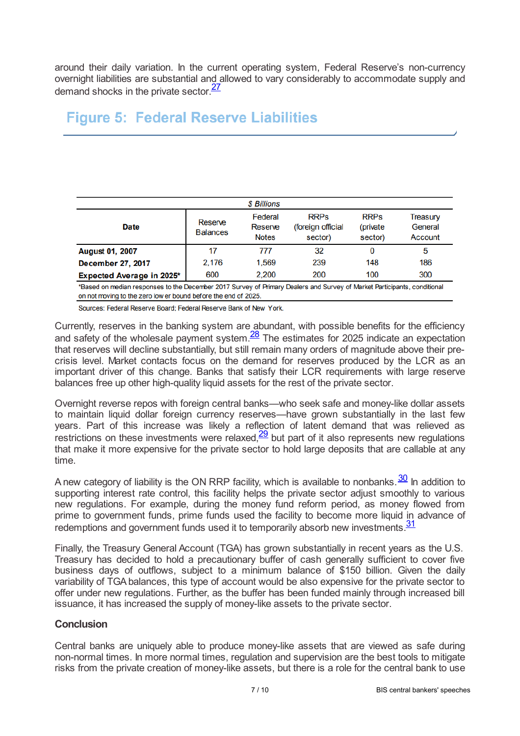around their daily variation. In the current operating system, Federal Reserve's non-currency overnight liabilities are substantial and allowed to vary considerably to accommodate supply and demand shocks in the private sector.[27]

## Figure 5: Federal Reserve Liabilities

| *$ Billions* | | | | | |
|---|---|---|---|---|---|
| **Date** | Reserve Balances | Federal Reserve Notes | RRPs (foreign official sector) | RRPs (private sector) | Treasury General Account |
| **August 01, 2007** | 17 | 777 | 32 | 0 | 5 |
| **December 27, 2017** | 2,176 | 1,569 | 239 | 148 | 186 |
| **Expected Average in 2025*** | 600 | 2,200 | 200 | 100 | 300 |

*Based on median responses to the December 2017 Survey of Primary Dealers and Survey of Market Participants, conditional on not moving to the zero lower bound before the end of 2025.

Sources: Federal Reserve Board; Federal Reserve Bank of New York.

Currently, reserves in the banking system are abundant, with possible benefits for the efficiency and safety of the wholesale payment system.[28] The estimates for 2025 indicate an expectation that reserves will decline substantially, but still remain many orders of magnitude above their pre-crisis level. Market contacts focus on the demand for reserves produced by the LCR as an important driver of this change. Banks that satisfy their LCR requirements with large reserve balances free up other high-quality liquid assets for the rest of the private sector.

Overnight reverse repos with foreign central banks—who seek safe and money-like dollar assets to maintain liquid dollar foreign currency reserves—have grown substantially in the last few years. Part of this increase was likely a reflection of latent demand that was relieved as restrictions on these investments were relaxed,[29] but part of it also represents new regulations that make it more expensive for the private sector to hold large deposits that are callable at any time.

A new category of liability is the ON RRP facility, which is available to nonbanks.[30] In addition to supporting interest rate control, this facility helps the private sector adjust smoothly to various new regulations. For example, during the money fund reform period, as money flowed from prime to government funds, prime funds used the facility to become more liquid in advance of redemptions and government funds used it to temporarily absorb new investments.[31]

Finally, the Treasury General Account (TGA) has grown substantially in recent years as the U.S. Treasury has decided to hold a precautionary buffer of cash generally sufficient to cover five business days of outflows, subject to a minimum balance of $150 billion. Given the daily variability of TGA balances, this type of account would be also expensive for the private sector to offer under new regulations. Further, as the buffer has been funded mainly through increased bill issuance, it has increased the supply of money-like assets to the private sector.

### Conclusion

Central banks are uniquely able to produce money-like assets that are viewed as safe during non-normal times. In more normal times, regulation and supervision are the best tools to mitigate risks from the private creation of money-like assets, but there is a role for the central bank to use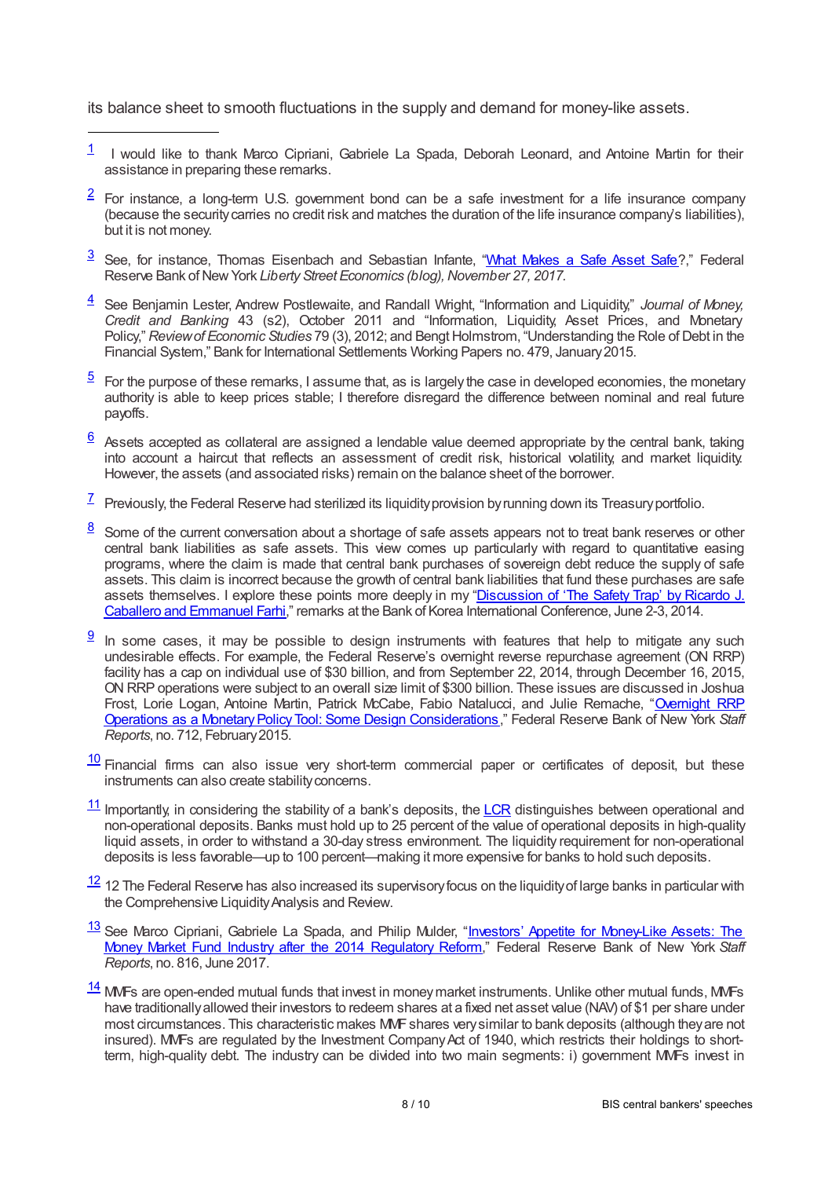its balance sheet to smooth fluctuations in the supply and demand for money-like assets.

---

1 I would like to thank Marco Cipriani, Gabriele La Spada, Deborah Leonard, and Antoine Martin for their assistance in preparing these remarks.

2 For instance, a long-term U.S. government bond can be a safe investment for a life insurance company (because the security carries no credit risk and matches the duration of the life insurance company's liabilities), but it is not money.

3 See, for instance, Thomas Eisenbach and Sebastian Infante, "[What Makes a Safe Asset Safe](#)?," Federal Reserve Bank of New York *Liberty Street Economics (blog), November 27, 2017.*

4 See Benjamin Lester, Andrew Postlewaite, and Randall Wright, "Information and Liquidity," *Journal of Money, Credit and Banking* 43 (s2), October 2011 and "Information, Liquidity, Asset Prices, and Monetary Policy," *Review of Economic Studies* 79 (3), 2012; and Bengt Holmstrom, "Understanding the Role of Debt in the Financial System," Bank for International Settlements Working Papers no. 479, January 2015.

5 For the purpose of these remarks, I assume that, as is largely the case in developed economies, the monetary authority is able to keep prices stable; I therefore disregard the difference between nominal and real future payoffs.

6 Assets accepted as collateral are assigned a lendable value deemed appropriate by the central bank, taking into account a haircut that reflects an assessment of credit risk, historical volatility, and market liquidity. However, the assets (and associated risks) remain on the balance sheet of the borrower.

7 Previously, the Federal Reserve had sterilized its liquidity provision by running down its Treasury portfolio.

8 Some of the current conversation about a shortage of safe assets appears not to treat bank reserves or other central bank liabilities as safe assets. This view comes up particularly with regard to quantitative easing programs, where the claim is made that central bank purchases of sovereign debt reduce the supply of safe assets. This claim is incorrect because the growth of central bank liabilities that fund these purchases are safe assets themselves. I explore these points more deeply in my "[Discussion of 'The Safety Trap' by Ricardo J. Caballero and Emmanuel Farhi](#)," remarks at the Bank of Korea International Conference, June 2-3, 2014.

9 In some cases, it may be possible to design instruments with features that help to mitigate any such undesirable effects. For example, the Federal Reserve's overnight reverse repurchase agreement (ON RRP) facility has a cap on individual use of $30 billion, and from September 22, 2014, through December 16, 2015, ON RRP operations were subject to an overall size limit of $300 billion. These issues are discussed in Joshua Frost, Lorie Logan, Antoine Martin, Patrick McCabe, Fabio Natalucci, and Julie Remache, "[Overnight RRP Operations as a Monetary Policy Tool: Some Design Considerations](#)," Federal Reserve Bank of New York *Staff Reports*, no. 712, February 2015.

10 Financial firms can also issue very short-term commercial paper or certificates of deposit, but these instruments can also create stability concerns.

11 Importantly, in considering the stability of a bank's deposits, the [LCR](#) distinguishes between operational and non-operational deposits. Banks must hold up to 25 percent of the value of operational deposits in high-quality liquid assets, in order to withstand a 30-day stress environment. The liquidity requirement for non-operational deposits is less favorable—up to 100 percent—making it more expensive for banks to hold such deposits.

12 12 The Federal Reserve has also increased its supervisory focus on the liquidity of large banks in particular with the Comprehensive Liquidity Analysis and Review.

13 See Marco Cipriani, Gabriele La Spada, and Philip Mulder, "[Investors' Appetite for Money-Like Assets: The Money Market Fund Industry after the 2014 Regulatory Reform](#)," Federal Reserve Bank of New York *Staff Reports*, no. 816, June 2017.

14 MMFs are open-ended mutual funds that invest in money market instruments. Unlike other mutual funds, MMFs have traditionally allowed their investors to redeem shares at a fixed net asset value (NAV) of $1 per share under most circumstances. This characteristic makes MMF shares very similar to bank deposits (although they are not insured). MMFs are regulated by the Investment Company Act of 1940, which restricts their holdings to short-term, high-quality debt. The industry can be divided into two main segments: i) government MMFs invest in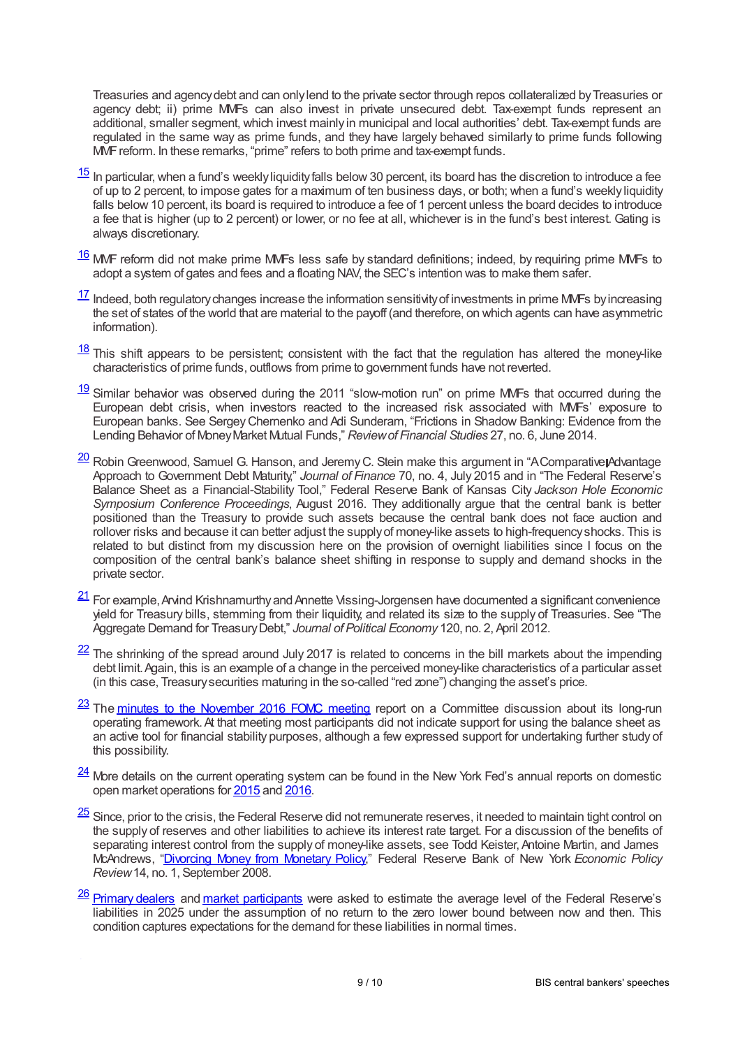Treasuries and agency debt and can only lend to the private sector through repos collateralized by Treasuries or agency debt; ii) prime MMFs can also invest in private unsecured debt. Tax-exempt funds represent an additional, smaller segment, which invest mainly in municipal and local authorities' debt. Tax-exempt funds are regulated in the same way as prime funds, and they have largely behaved similarly to prime funds following MMF reform. In these remarks, "prime" refers to both prime and tax-exempt funds.

[15] In particular, when a fund's weekly liquidity falls below 30 percent, its board has the discretion to introduce a fee of up to 2 percent, to impose gates for a maximum of ten business days, or both; when a fund's weekly liquidity falls below 10 percent, its board is required to introduce a fee of 1 percent unless the board decides to introduce a fee that is higher (up to 2 percent) or lower, or no fee at all, whichever is in the fund's best interest. Gating is always discretionary.

[16] MMF reform did not make prime MMFs less safe by standard definitions; indeed, by requiring prime MMFs to adopt a system of gates and fees and a floating NAV, the SEC's intention was to make them safer.

[17] Indeed, both regulatory changes increase the information sensitivity of investments in prime MMFs by increasing the set of states of the world that are material to the payoff (and therefore, on which agents can have asymmetric information).

[18] This shift appears to be persistent; consistent with the fact that the regulation has altered the money-like characteristics of prime funds, outflows from prime to government funds have not reverted.

[19] Similar behavior was observed during the 2011 "slow-motion run" on prime MMFs that occurred during the European debt crisis, when investors reacted to the increased risk associated with MMFs' exposure to European banks. See Sergey Chernenko and Adi Sunderam, "Frictions in Shadow Banking: Evidence from the Lending Behavior of Money Market Mutual Funds," *Review of Financial Studies* 27, no. 6, June 2014.

[20] Robin Greenwood, Samuel G. Hanson, and Jeremy C. Stein make this argument in "A Comparative-Advantage Approach to Government Debt Maturity," *Journal of Finance* 70, no. 4, July 2015 and in "The Federal Reserve's Balance Sheet as a Financial-Stability Tool," Federal Reserve Bank of Kansas City *Jackson Hole Economic Symposium Conference Proceedings*, August 2016. They additionally argue that the central bank is better positioned than the Treasury to provide such assets because the central bank does not face auction and rollover risks and because it can better adjust the supply of money-like assets to high-frequency shocks. This is related to but distinct from my discussion here on the provision of overnight liabilities since I focus on the composition of the central bank's balance sheet shifting in response to supply and demand shocks in the private sector.

[21] For example, Arvind Krishnamurthy and Annette Vissing-Jorgensen have documented a significant convenience yield for Treasury bills, stemming from their liquidity, and related its size to the supply of Treasuries. See "The Aggregate Demand for Treasury Debt," *Journal of Political Economy* 120, no. 2, April 2012.

[22] The shrinking of the spread around July 2017 is related to concerns in the bill markets about the impending debt limit. Again, this is an example of a change in the perceived money-like characteristics of a particular asset (in this case, Treasury securities maturing in the so-called "red zone") changing the asset's price.

[23] The minutes to the November 2016 FOMC meeting report on a Committee discussion about its long-run operating framework. At that meeting most participants did not indicate support for using the balance sheet as an active tool for financial stability purposes, although a few expressed support for undertaking further study of this possibility.

[24] More details on the current operating system can be found in the New York Fed's annual reports on domestic open market operations for 2015 and 2016.

[25] Since, prior to the crisis, the Federal Reserve did not remunerate reserves, it needed to maintain tight control on the supply of reserves and other liabilities to achieve its interest rate target. For a discussion of the benefits of separating interest control from the supply of money-like assets, see Todd Keister, Antoine Martin, and James McAndrews, "Divorcing Money from Monetary Policy," Federal Reserve Bank of New York *Economic Policy Review* 14, no. 1, September 2008.

[26] Primary dealers and market participants were asked to estimate the average level of the Federal Reserve's liabilities in 2025 under the assumption of no return to the zero lower bound between now and then. This condition captures expectations for the demand for these liabilities in normal times.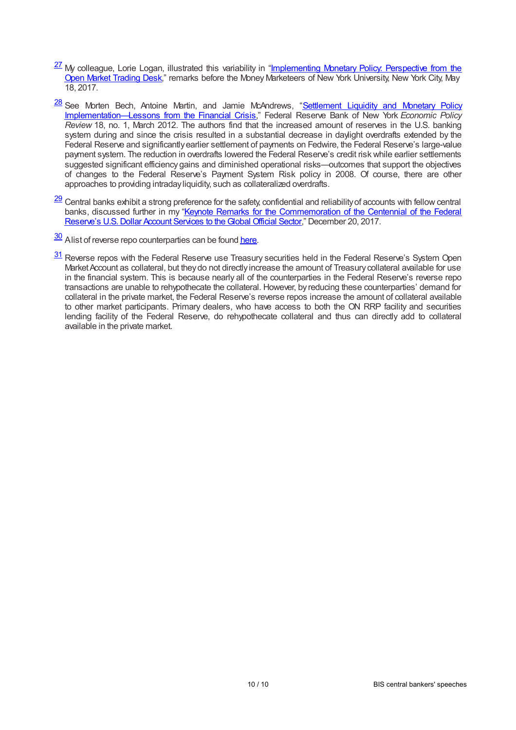[27] My colleague, Lorie Logan, illustrated this variability in "Implementing Monetary Policy: Perspective from the Open Market Trading Desk," remarks before the Money Marketeers of New York University, New York City, May 18, 2017.

[28] See Morten Bech, Antoine Martin, and Jamie McAndrews, "Settlement Liquidity and Monetary Policy Implementation—Lessons from the Financial Crisis," Federal Reserve Bank of New York *Economic Policy Review* 18, no. 1, March 2012. The authors find that the increased amount of reserves in the U.S. banking system during and since the crisis resulted in a substantial decrease in daylight overdrafts extended by the Federal Reserve and significantly earlier settlement of payments on Fedwire, the Federal Reserve's large-value payment system. The reduction in overdrafts lowered the Federal Reserve's credit risk while earlier settlements suggested significant efficiency gains and diminished operational risks—outcomes that support the objectives of changes to the Federal Reserve's Payment System Risk policy in 2008. Of course, there are other approaches to providing intraday liquidity, such as collateralized overdrafts.

[29] Central banks exhibit a strong preference for the safety, confidential and reliability of accounts with fellow central banks, discussed further in my "Keynote Remarks for the Commemoration of the Centennial of the Federal Reserve's U.S. Dollar Account Services to the Global Official Sector," December 20, 2017.

[30] A list of reverse repo counterparties can be found here.

[31] Reverse repos with the Federal Reserve use Treasury securities held in the Federal Reserve's System Open Market Account as collateral, but they do not directly increase the amount of Treasury collateral available for use in the financial system. This is because nearly all of the counterparties in the Federal Reserve's reverse repo transactions are unable to rehypothecate the collateral. However, by reducing these counterparties' demand for collateral in the private market, the Federal Reserve's reverse repos increase the amount of collateral available to other market participants. Primary dealers, who have access to both the ON RRP facility and securities lending facility of the Federal Reserve, do rehypothecate collateral and thus can directly add to collateral available in the private market.